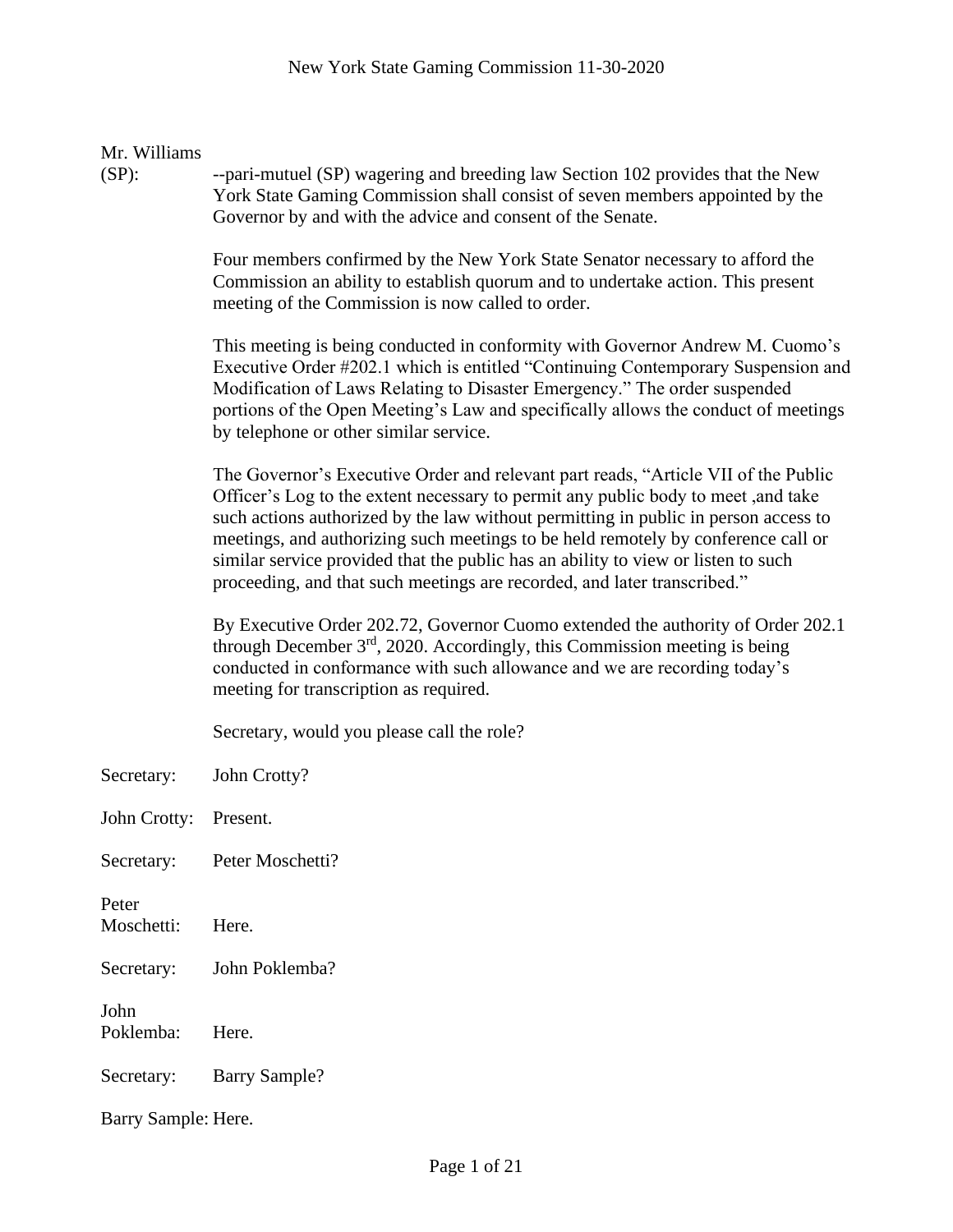Mr. Williams (SP): --pari-mutuel (SP) wagering and breeding law Section 102 provides that the New York State Gaming Commission shall consist of seven members appointed by the Governor by and with the advice and consent of the Senate.

Four members confirmed by the New York State Senator necessary to afford the Commission an ability to establish quorum and to undertake action. This present meeting of the Commission is now called to order.

This meeting is being conducted in conformity with Governor Andrew M. Cuomo's Executive Order #202.1 which is entitled "Continuing Contemporary Suspension and Modification of Laws Relating to Disaster Emergency." The order suspended portions of the Open Meeting's Law and specifically allows the conduct of meetings by telephone or other similar service.

The Governor's Executive Order and relevant part reads, "Article VII of the Public Officer's Log to the extent necessary to permit any public body to meet ,and take such actions authorized by the law without permitting in public in person access to meetings, and authorizing such meetings to be held remotely by conference call or similar service provided that the public has an ability to view or listen to such proceeding, and that such meetings are recorded, and later transcribed."

By Executive Order 202.72, Governor Cuomo extended the authority of Order 202.1 through December 3rd, 2020. Accordingly, this Commission meeting is being conducted in conformance with such allowance and we are recording today's meeting for transcription as required.

Secretary, would you please call the role?

Secretary: John Crotty?

John Crotty: Present.

Secretary: Peter Moschetti?

Peter Moschetti: Here.

Secretary: John Poklemba?

John Poklemba: Here.

Secretary: Barry Sample?

Barry Sample: Here.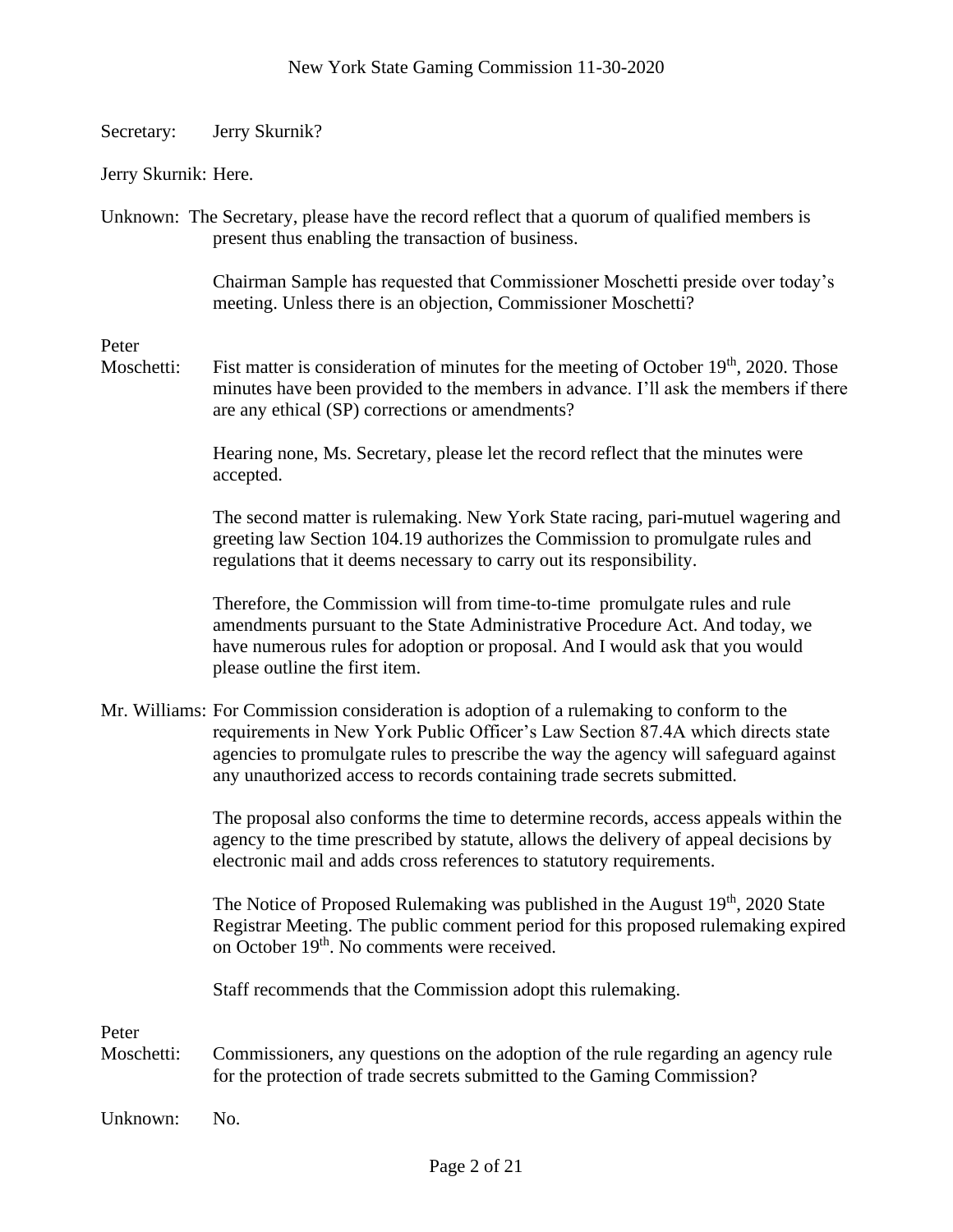Secretary: Jerry Skurnik?

Jerry Skurnik: Here.

Unknown: The Secretary, please have the record reflect that a quorum of qualified members is present thus enabling the transaction of business.

Chairman Sample has requested that Commissioner Moschetti preside over today's meeting. Unless there is an objection, Commissioner Moschetti?

Peter Moschetti: Fist matter is consideration of minutes for the meeting of October 19th, 2020. Those minutes have been provided to the members in advance. I'll ask the members if there are any ethical (SP) corrections or amendments?

Hearing none, Ms. Secretary, please let the record reflect that the minutes were accepted.

The second matter is rulemaking. New York State racing, pari-mutuel wagering and greeting law Section 104.19 authorizes the Commission to promulgate rules and regulations that it deems necessary to carry out its responsibility.

Therefore, the Commission will from time-to-time promulgate rules and rule amendments pursuant to the State Administrative Procedure Act. And today, we have numerous rules for adoption or proposal. And I would ask that you would please outline the first item.

Mr. Williams: For Commission consideration is adoption of a rulemaking to conform to the requirements in New York Public Officer's Law Section 87.4A which directs state agencies to promulgate rules to prescribe the way the agency will safeguard against any unauthorized access to records containing trade secrets submitted.

The proposal also conforms the time to determine records, access appeals within the agency to the time prescribed by statute, allows the delivery of appeal decisions by electronic mail and adds cross references to statutory requirements.

The Notice of Proposed Rulemaking was published in the August 19th, 2020 State Registrar Meeting. The public comment period for this proposed rulemaking expired on October 19th. No comments were received.

Staff recommends that the Commission adopt this rulemaking.

Peter Moschetti: Commissioners, any questions on the adoption of the rule regarding an agency rule for the protection of trade secrets submitted to the Gaming Commission?

Unknown: No.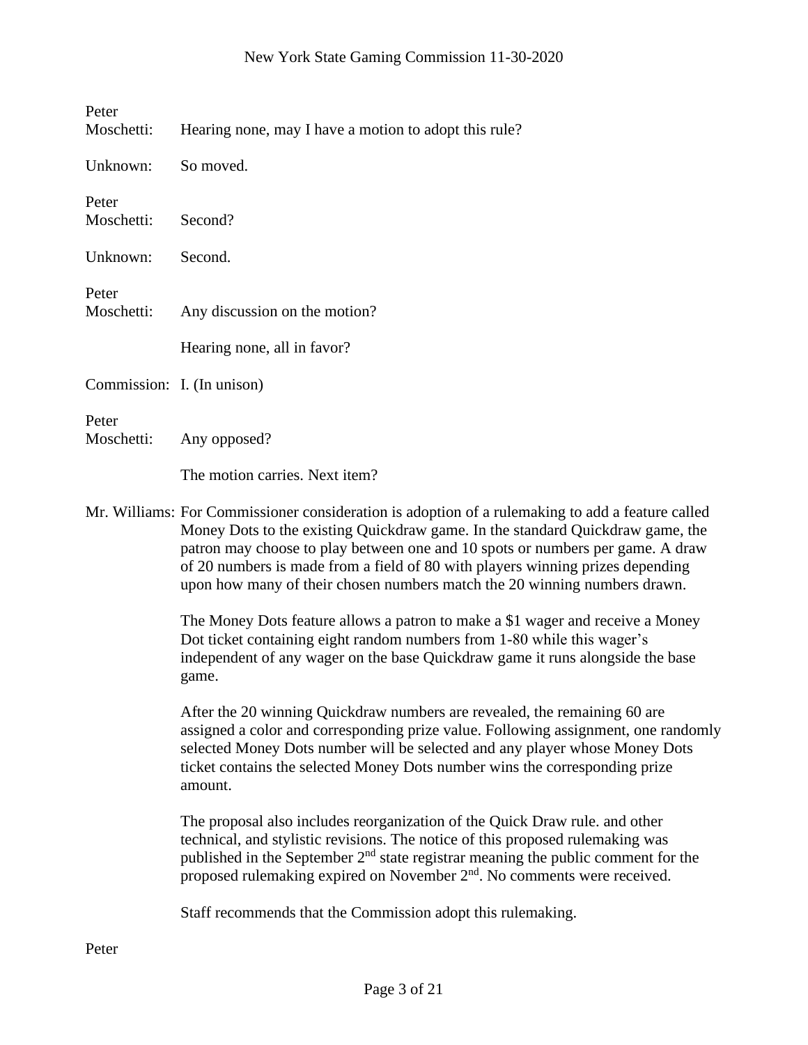Peter Moschetti: Hearing none, may I have a motion to adopt this rule?

Unknown: So moved.

Peter Moschetti: Second?

Unknown: Second.

Peter Moschetti: Any discussion on the motion?

Hearing none, all in favor?

Commission: I. (In unison)

Peter Moschetti: Any opposed?

The motion carries. Next item?

Mr. Williams: For Commissioner consideration is adoption of a rulemaking to add a feature called Money Dots to the existing Quickdraw game. In the standard Quickdraw game, the patron may choose to play between one and 10 spots or numbers per game. A draw of 20 numbers is made from a field of 80 with players winning prizes depending upon how many of their chosen numbers match the 20 winning numbers drawn.

The Money Dots feature allows a patron to make a $1 wager and receive a Money Dot ticket containing eight random numbers from 1-80 while this wager's independent of any wager on the base Quickdraw game it runs alongside the base game.

After the 20 winning Quickdraw numbers are revealed, the remaining 60 are assigned a color and corresponding prize value. Following assignment, one randomly selected Money Dots number will be selected and any player whose Money Dots ticket contains the selected Money Dots number wins the corresponding prize amount.

The proposal also includes reorganization of the Quick Draw rule. and other technical, and stylistic revisions. The notice of this proposed rulemaking was published in the September 2nd state registrar meaning the public comment for the proposed rulemaking expired on November 2nd. No comments were received.

Staff recommends that the Commission adopt this rulemaking.

Peter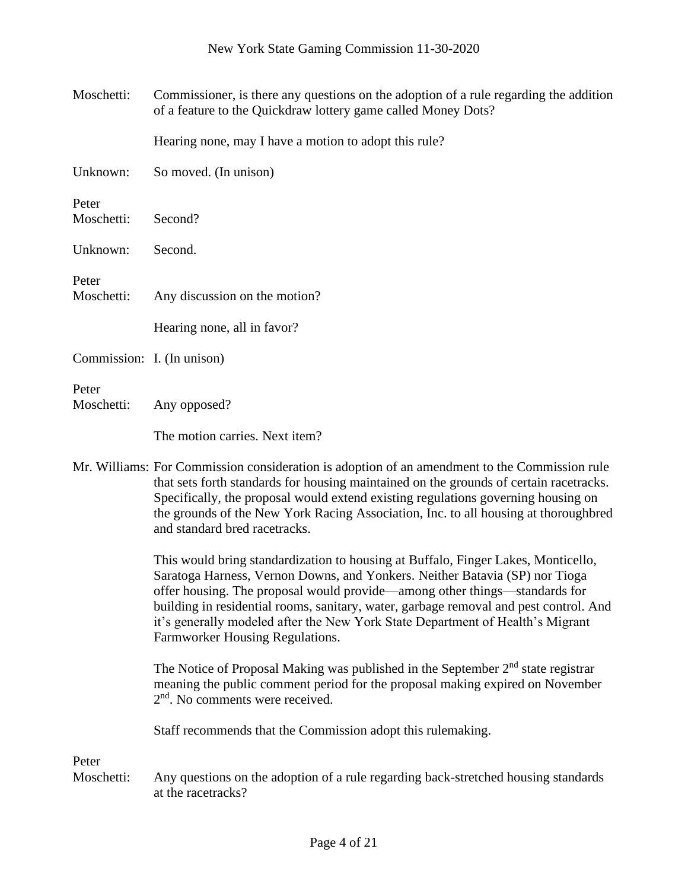Moschetti: Commissioner, is there any questions on the adoption of a rule regarding the addition of a feature to the Quickdraw lottery game called Money Dots?

Hearing none, may I have a motion to adopt this rule?

Unknown: So moved. (In unison)

Peter Moschetti: Second?

Unknown: Second.

Peter Moschetti: Any discussion on the motion?

Hearing none, all in favor?

Commission: I. (In unison)

Peter Moschetti: Any opposed?

The motion carries. Next item?

Mr. Williams: For Commission consideration is adoption of an amendment to the Commission rule that sets forth standards for housing maintained on the grounds of certain racetracks. Specifically, the proposal would extend existing regulations governing housing on the grounds of the New York Racing Association, Inc. to all housing at thoroughbred and standard bred racetracks.

This would bring standardization to housing at Buffalo, Finger Lakes, Monticello, Saratoga Harness, Vernon Downs, and Yonkers. Neither Batavia (SP) nor Tioga offer housing. The proposal would provide—among other things—standards for building in residential rooms, sanitary, water, garbage removal and pest control. And it's generally modeled after the New York State Department of Health's Migrant Farmworker Housing Regulations.

The Notice of Proposal Making was published in the September 2nd state registrar meaning the public comment period for the proposal making expired on November 2nd. No comments were received.

Staff recommends that the Commission adopt this rulemaking.

Peter Moschetti: Any questions on the adoption of a rule regarding back-stretched housing standards at the racetracks?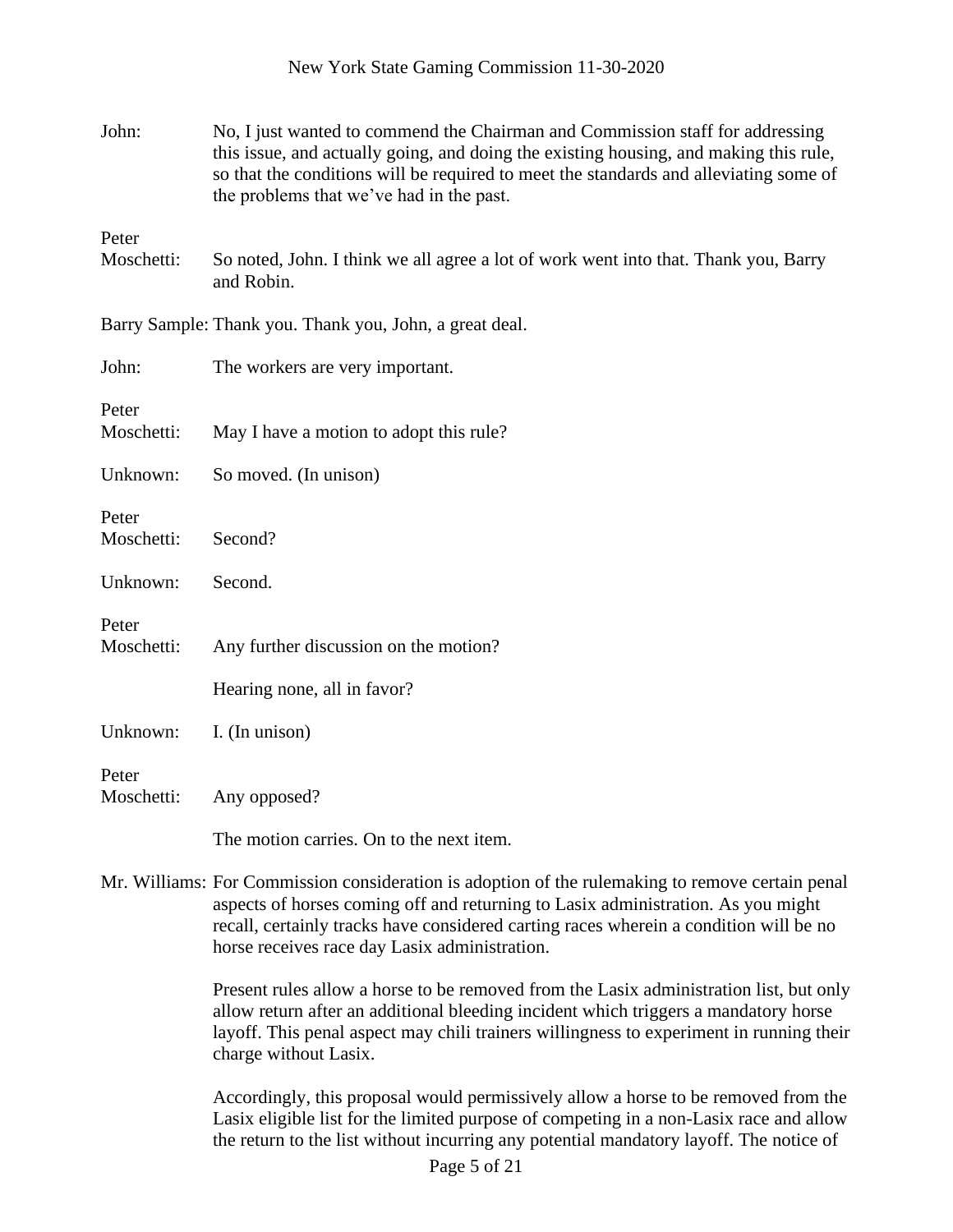John: No, I just wanted to commend the Chairman and Commission staff for addressing this issue, and actually going, and doing the existing housing, and making this rule, so that the conditions will be required to meet the standards and alleviating some of the problems that we've had in the past.

Peter Moschetti: So noted, John. I think we all agree a lot of work went into that. Thank you, Barry and Robin.

Barry Sample: Thank you. Thank you, John, a great deal.

John: The workers are very important.

Peter Moschetti: May I have a motion to adopt this rule?

Unknown: So moved. (In unison)

Peter Moschetti: Second?

Unknown: Second.

Peter Moschetti: Any further discussion on the motion?

Hearing none, all in favor?

Unknown: I. (In unison)

Peter Moschetti: Any opposed?

The motion carries. On to the next item.

Mr. Williams: For Commission consideration is adoption of the rulemaking to remove certain penal aspects of horses coming off and returning to Lasix administration. As you might recall, certainly tracks have considered carting races wherein a condition will be no horse receives race day Lasix administration.

Present rules allow a horse to be removed from the Lasix administration list, but only allow return after an additional bleeding incident which triggers a mandatory horse layoff. This penal aspect may chili trainers willingness to experiment in running their charge without Lasix.

Accordingly, this proposal would permissively allow a horse to be removed from the Lasix eligible list for the limited purpose of competing in a non-Lasix race and allow the return to the list without incurring any potential mandatory layoff. The notice of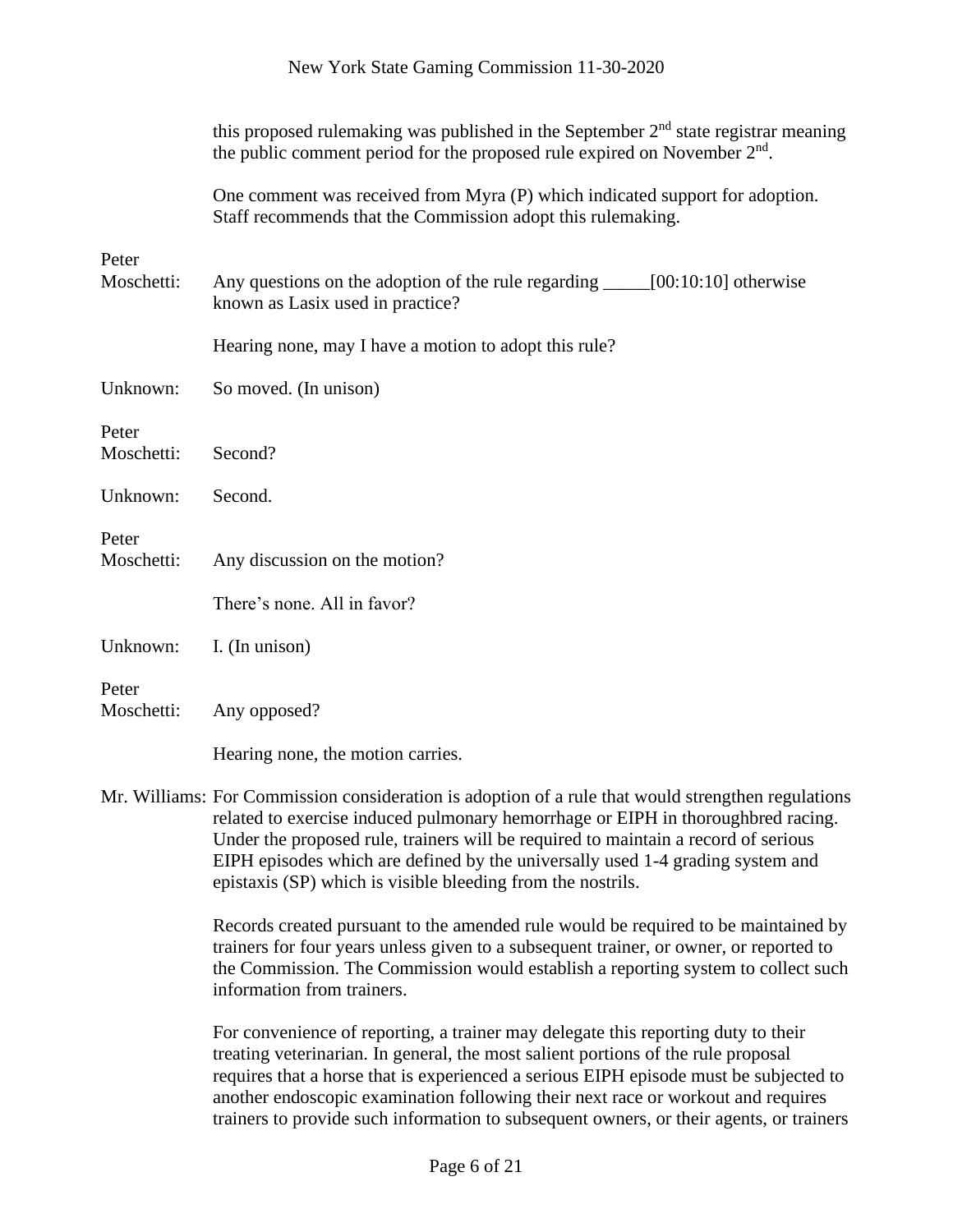this proposed rulemaking was published in the September 2nd state registrar meaning the public comment period for the proposed rule expired on November 2nd.

One comment was received from Myra (P) which indicated support for adoption. Staff recommends that the Commission adopt this rulemaking.

**Peter Moschetti:** Any questions on the adoption of the rule regarding _____[00:10:10] otherwise known as Lasix used in practice?

Hearing none, may I have a motion to adopt this rule?

**Unknown:** So moved. (In unison)

**Peter Moschetti:** Second?

**Unknown:** Second.

**Peter Moschetti:** Any discussion on the motion?

There's none. All in favor?

**Unknown:** I. (In unison)

**Peter Moschetti:** Any opposed?

Hearing none, the motion carries.

**Mr. Williams:** For Commission consideration is adoption of a rule that would strengthen regulations related to exercise induced pulmonary hemorrhage or EIPH in thoroughbred racing. Under the proposed rule, trainers will be required to maintain a record of serious EIPH episodes which are defined by the universally used 1-4 grading system and epistaxis (SP) which is visible bleeding from the nostrils.

Records created pursuant to the amended rule would be required to be maintained by trainers for four years unless given to a subsequent trainer, or owner, or reported to the Commission. The Commission would establish a reporting system to collect such information from trainers.

For convenience of reporting, a trainer may delegate this reporting duty to their treating veterinarian. In general, the most salient portions of the rule proposal requires that a horse that is experienced a serious EIPH episode must be subjected to another endoscopic examination following their next race or workout and requires trainers to provide such information to subsequent owners, or their agents, or trainers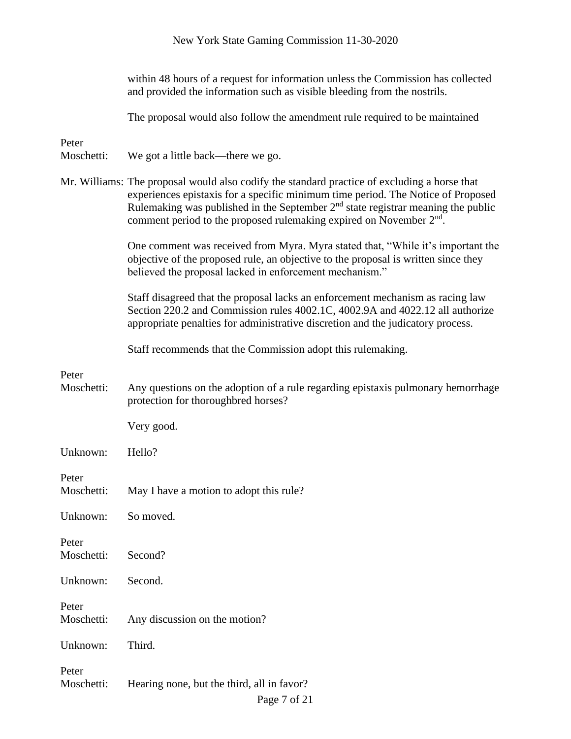within 48 hours of a request for information unless the Commission has collected and provided the information such as visible bleeding from the nostrils.

The proposal would also follow the amendment rule required to be maintained—

Peter Moschetti: We got a little back—there we go.

Mr. Williams: The proposal would also codify the standard practice of excluding a horse that experiences epistaxis for a specific minimum time period. The Notice of Proposed Rulemaking was published in the September 2nd state registrar meaning the public comment period to the proposed rulemaking expired on November 2nd.

One comment was received from Myra. Myra stated that, "While it's important the objective of the proposed rule, an objective to the proposal is written since they believed the proposal lacked in enforcement mechanism."

Staff disagreed that the proposal lacks an enforcement mechanism as racing law Section 220.2 and Commission rules 4002.1C, 4002.9A and 4022.12 all authorize appropriate penalties for administrative discretion and the judicatory process.

Staff recommends that the Commission adopt this rulemaking.

Peter Moschetti: Any questions on the adoption of a rule regarding epistaxis pulmonary hemorrhage protection for thoroughbred horses?

Very good.

Unknown: Hello?

Peter Moschetti: May I have a motion to adopt this rule?

Unknown: So moved.

Peter Moschetti: Second?

Unknown: Second.

Peter Moschetti: Any discussion on the motion?

Unknown: Third.

Peter Moschetti: Hearing none, but the third, all in favor?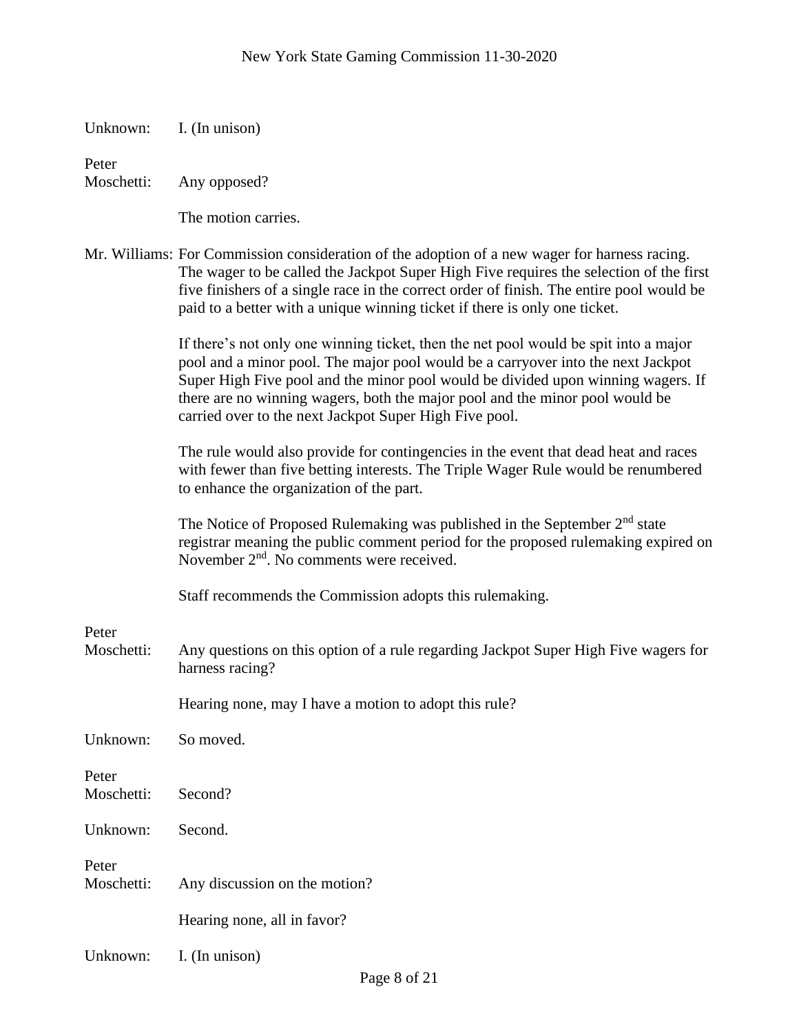Unknown: I. (In unison)

Peter Moschetti: Any opposed?

The motion carries.

Mr. Williams: For Commission consideration of the adoption of a new wager for harness racing. The wager to be called the Jackpot Super High Five requires the selection of the first five finishers of a single race in the correct order of finish. The entire pool would be paid to a better with a unique winning ticket if there is only one ticket.

If there's not only one winning ticket, then the net pool would be spit into a major pool and a minor pool. The major pool would be a carryover into the next Jackpot Super High Five pool and the minor pool would be divided upon winning wagers. If there are no winning wagers, both the major pool and the minor pool would be carried over to the next Jackpot Super High Five pool.

The rule would also provide for contingencies in the event that dead heat and races with fewer than five betting interests. The Triple Wager Rule would be renumbered to enhance the organization of the part.

The Notice of Proposed Rulemaking was published in the September 2nd state registrar meaning the public comment period for the proposed rulemaking expired on November 2nd. No comments were received.

Staff recommends the Commission adopts this rulemaking.

Peter Moschetti: Any questions on this option of a rule regarding Jackpot Super High Five wagers for harness racing?

Hearing none, may I have a motion to adopt this rule?

Unknown: So moved.

Peter Moschetti: Second?

Unknown: Second.

Peter Moschetti: Any discussion on the motion?

Hearing none, all in favor?

Unknown: I. (In unison)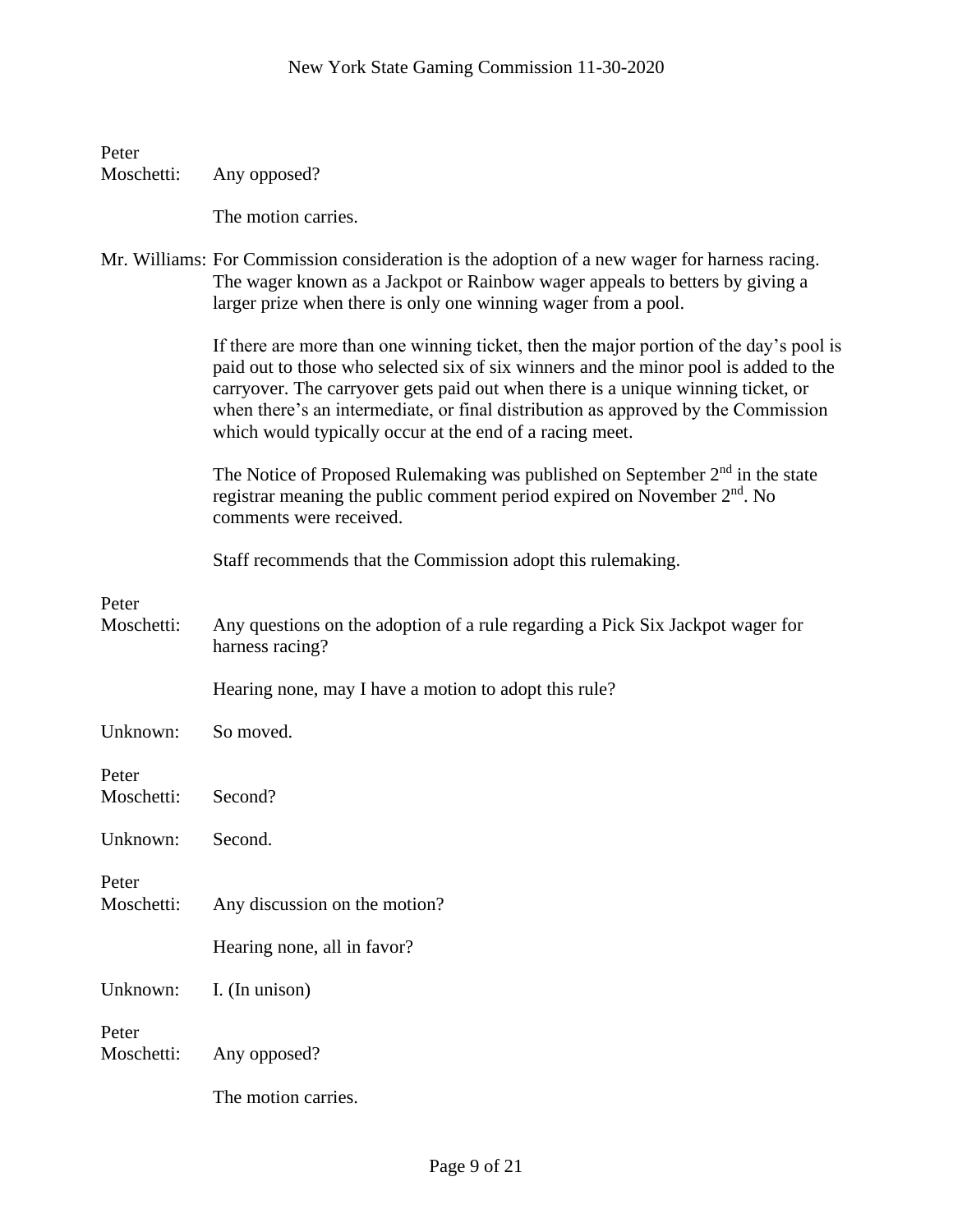Peter Moschetti: Any opposed?

The motion carries.

Mr. Williams: For Commission consideration is the adoption of a new wager for harness racing. The wager known as a Jackpot or Rainbow wager appeals to betters by giving a larger prize when there is only one winning wager from a pool.

If there are more than one winning ticket, then the major portion of the day's pool is paid out to those who selected six of six winners and the minor pool is added to the carryover. The carryover gets paid out when there is a unique winning ticket, or when there's an intermediate, or final distribution as approved by the Commission which would typically occur at the end of a racing meet.

The Notice of Proposed Rulemaking was published on September 2nd in the state registrar meaning the public comment period expired on November 2nd. No comments were received.

Staff recommends that the Commission adopt this rulemaking.

Peter Moschetti: Any questions on the adoption of a rule regarding a Pick Six Jackpot wager for harness racing?

Hearing none, may I have a motion to adopt this rule?

Unknown: So moved.

Peter Moschetti: Second?

Unknown: Second.

Peter Moschetti: Any discussion on the motion?

Hearing none, all in favor?

Unknown: I. (In unison)

Peter Moschetti: Any opposed?

The motion carries.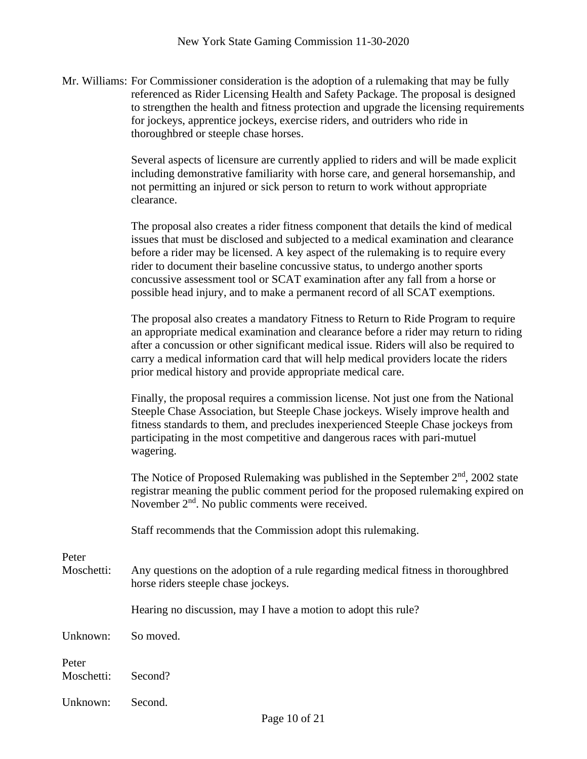Mr. Williams: For Commissioner consideration is the adoption of a rulemaking that may be fully referenced as Rider Licensing Health and Safety Package. The proposal is designed to strengthen the health and fitness protection and upgrade the licensing requirements for jockeys, apprentice jockeys, exercise riders, and outriders who ride in thoroughbred or steeple chase horses.

Several aspects of licensure are currently applied to riders and will be made explicit including demonstrative familiarity with horse care, and general horsemanship, and not permitting an injured or sick person to return to work without appropriate clearance.

The proposal also creates a rider fitness component that details the kind of medical issues that must be disclosed and subjected to a medical examination and clearance before a rider may be licensed. A key aspect of the rulemaking is to require every rider to document their baseline concussive status, to undergo another sports concussive assessment tool or SCAT examination after any fall from a horse or possible head injury, and to make a permanent record of all SCAT exemptions.

The proposal also creates a mandatory Fitness to Return to Ride Program to require an appropriate medical examination and clearance before a rider may return to riding after a concussion or other significant medical issue. Riders will also be required to carry a medical information card that will help medical providers locate the riders prior medical history and provide appropriate medical care.

Finally, the proposal requires a commission license. Not just one from the National Steeple Chase Association, but Steeple Chase jockeys. Wisely improve health and fitness standards to them, and precludes inexperienced Steeple Chase jockeys from participating in the most competitive and dangerous races with pari-mutuel wagering.

The Notice of Proposed Rulemaking was published in the September 2nd, 2002 state registrar meaning the public comment period for the proposed rulemaking expired on November 2nd. No public comments were received.

Staff recommends that the Commission adopt this rulemaking.

Peter Moschetti: Any questions on the adoption of a rule regarding medical fitness in thoroughbred horse riders steeple chase jockeys.

Hearing no discussion, may I have a motion to adopt this rule?

Unknown: So moved.

Peter Moschetti: Second?

Unknown: Second.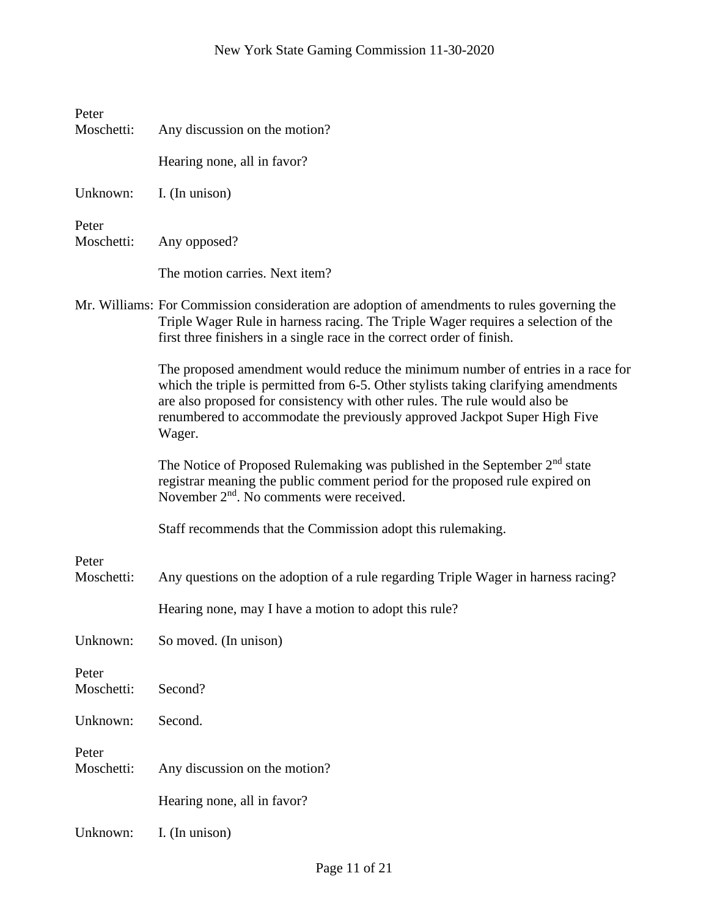Peter Moschetti: Any discussion on the motion?

Hearing none, all in favor?

Unknown: I. (In unison)

Peter Moschetti: Any opposed?

The motion carries. Next item?

Mr. Williams: For Commission consideration are adoption of amendments to rules governing the Triple Wager Rule in harness racing. The Triple Wager requires a selection of the first three finishers in a single race in the correct order of finish.

The proposed amendment would reduce the minimum number of entries in a race for which the triple is permitted from 6-5. Other stylists taking clarifying amendments are also proposed for consistency with other rules. The rule would also be renumbered to accommodate the previously approved Jackpot Super High Five Wager.

The Notice of Proposed Rulemaking was published in the September 2nd state registrar meaning the public comment period for the proposed rule expired on November 2nd. No comments were received.

Staff recommends that the Commission adopt this rulemaking.

Peter Moschetti: Any questions on the adoption of a rule regarding Triple Wager in harness racing?

Hearing none, may I have a motion to adopt this rule?

Unknown: So moved. (In unison)

Peter Moschetti: Second?

Unknown: Second.

Peter Moschetti: Any discussion on the motion?

Hearing none, all in favor?

Unknown: I. (In unison)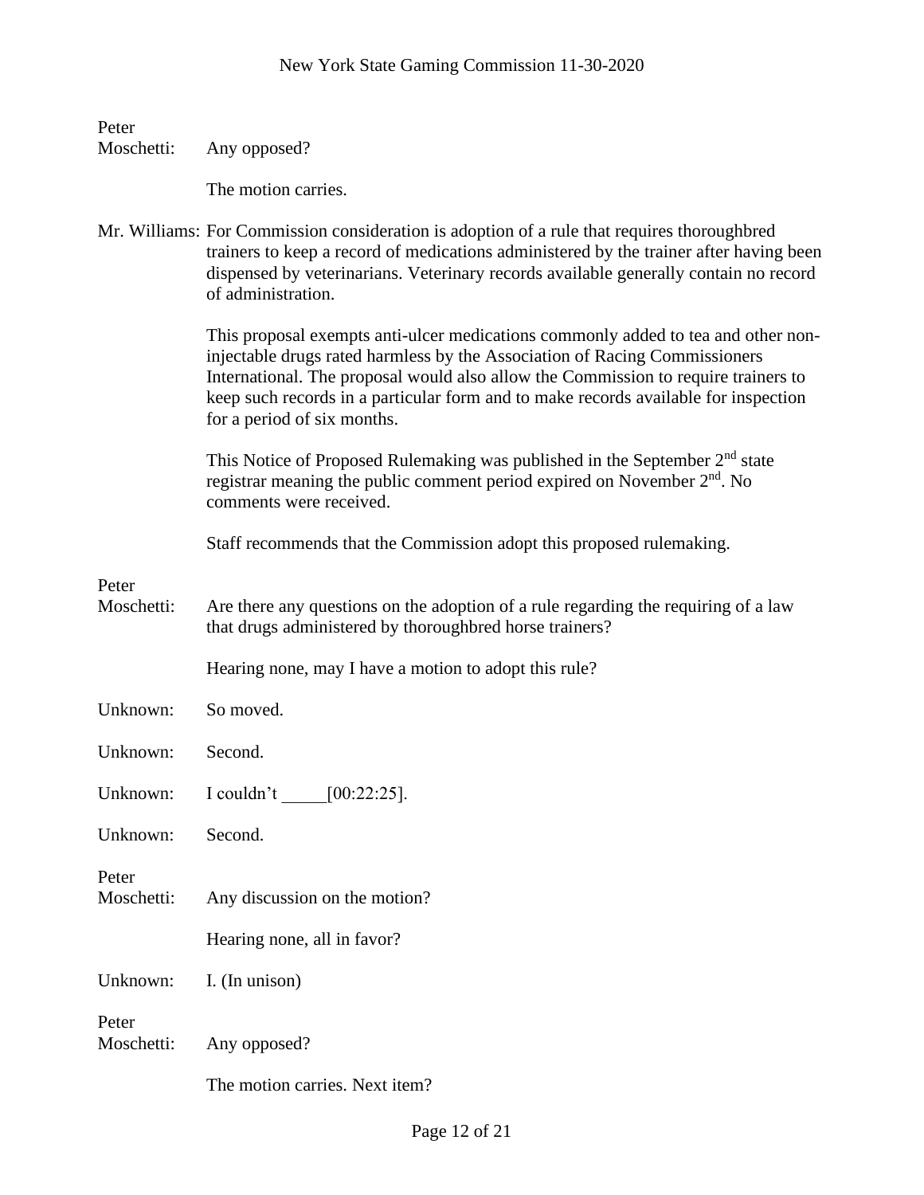**Peter Moschetti:** Any opposed?

The motion carries.

**Mr. Williams:** For Commission consideration is adoption of a rule that requires thoroughbred trainers to keep a record of medications administered by the trainer after having been dispensed by veterinarians. Veterinary records available generally contain no record of administration.

This proposal exempts anti-ulcer medications commonly added to tea and other non-injectable drugs rated harmless by the Association of Racing Commissioners International. The proposal would also allow the Commission to require trainers to keep such records in a particular form and to make records available for inspection for a period of six months.

This Notice of Proposed Rulemaking was published in the September 2nd state registrar meaning the public comment period expired on November 2nd. No comments were received.

Staff recommends that the Commission adopt this proposed rulemaking.

**Peter Moschetti:** Are there any questions on the adoption of a rule regarding the requiring of a law that drugs administered by thoroughbred horse trainers?

Hearing none, may I have a motion to adopt this rule?

**Unknown:** So moved.

**Unknown:** Second.

**Unknown:** I couldn't _____[00:22:25].

**Unknown:** Second.

**Peter Moschetti:** Any discussion on the motion?

Hearing none, all in favor?

**Unknown:** I. (In unison)

**Peter Moschetti:** Any opposed?

The motion carries. Next item?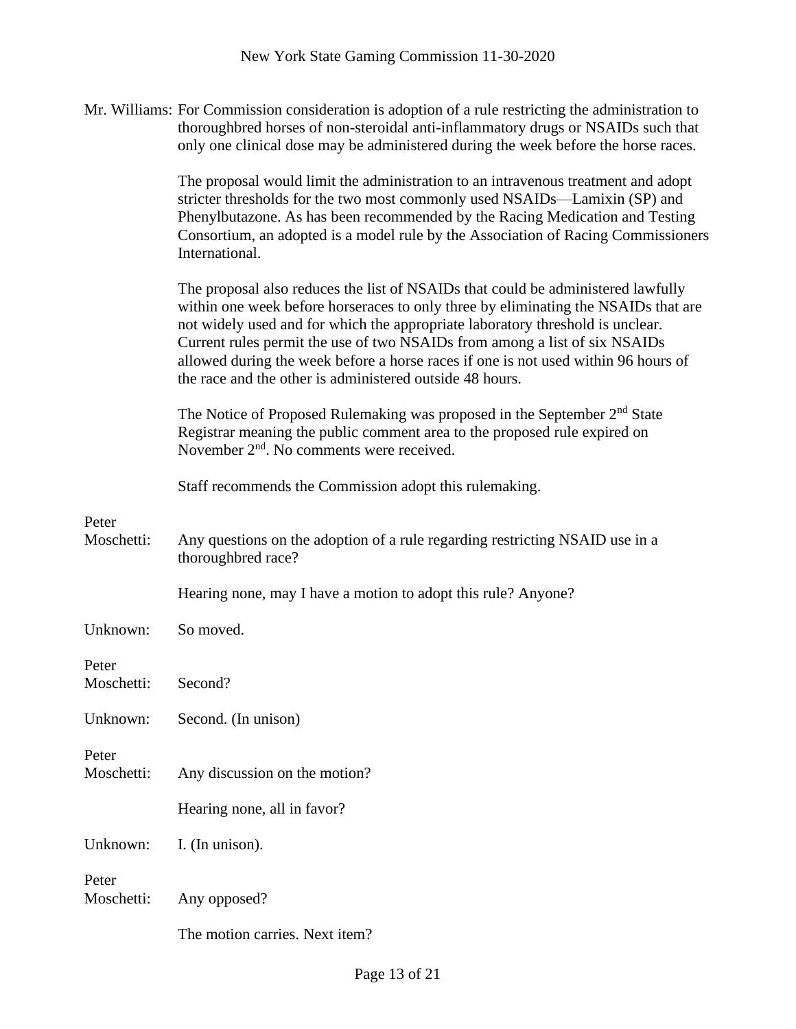Mr. Williams: For Commission consideration is adoption of a rule restricting the administration to thoroughbred horses of non-steroidal anti-inflammatory drugs or NSAIDs such that only one clinical dose may be administered during the week before the horse races.

The proposal would limit the administration to an intravenous treatment and adopt stricter thresholds for the two most commonly used NSAIDs—Lamixin (SP) and Phenylbutazone. As has been recommended by the Racing Medication and Testing Consortium, an adopted is a model rule by the Association of Racing Commissioners International.

The proposal also reduces the list of NSAIDs that could be administered lawfully within one week before horseraces to only three by eliminating the NSAIDs that are not widely used and for which the appropriate laboratory threshold is unclear. Current rules permit the use of two NSAIDs from among a list of six NSAIDs allowed during the week before a horse races if one is not used within 96 hours of the race and the other is administered outside 48 hours.

The Notice of Proposed Rulemaking was proposed in the September 2nd State Registrar meaning the public comment area to the proposed rule expired on November 2nd. No comments were received.

Staff recommends the Commission adopt this rulemaking.

Peter Moschetti: Any questions on the adoption of a rule regarding restricting NSAID use in a thoroughbred race?

Hearing none, may I have a motion to adopt this rule? Anyone?

Unknown: So moved.

Peter Moschetti: Second?

Unknown: Second. (In unison)

Peter Moschetti: Any discussion on the motion?

Hearing none, all in favor?

Unknown: I. (In unison).

Peter Moschetti: Any opposed?

The motion carries. Next item?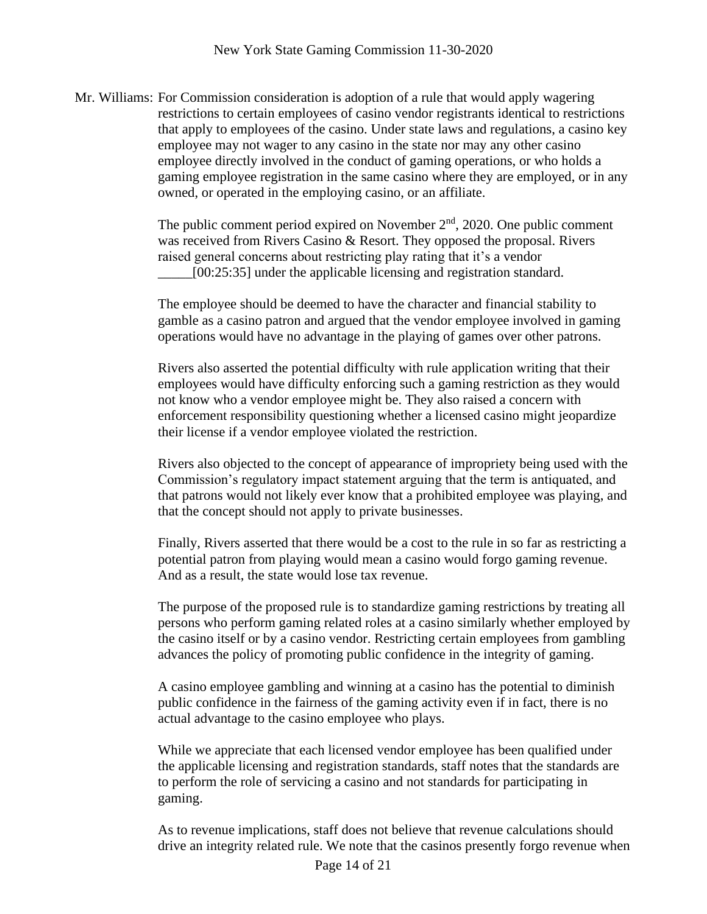Mr. Williams: For Commission consideration is adoption of a rule that would apply wagering restrictions to certain employees of casino vendor registrants identical to restrictions that apply to employees of the casino. Under state laws and regulations, a casino key employee may not wager to any casino in the state nor may any other casino employee directly involved in the conduct of gaming operations, or who holds a gaming employee registration in the same casino where they are employed, or in any owned, or operated in the employing casino, or an affiliate.

The public comment period expired on November 2nd, 2020. One public comment was received from Rivers Casino & Resort. They opposed the proposal. Rivers raised general concerns about restricting play rating that it's a vendor _____[00:25:35] under the applicable licensing and registration standard.

The employee should be deemed to have the character and financial stability to gamble as a casino patron and argued that the vendor employee involved in gaming operations would have no advantage in the playing of games over other patrons.

Rivers also asserted the potential difficulty with rule application writing that their employees would have difficulty enforcing such a gaming restriction as they would not know who a vendor employee might be. They also raised a concern with enforcement responsibility questioning whether a licensed casino might jeopardize their license if a vendor employee violated the restriction.

Rivers also objected to the concept of appearance of impropriety being used with the Commission's regulatory impact statement arguing that the term is antiquated, and that patrons would not likely ever know that a prohibited employee was playing, and that the concept should not apply to private businesses.

Finally, Rivers asserted that there would be a cost to the rule in so far as restricting a potential patron from playing would mean a casino would forgo gaming revenue. And as a result, the state would lose tax revenue.

The purpose of the proposed rule is to standardize gaming restrictions by treating all persons who perform gaming related roles at a casino similarly whether employed by the casino itself or by a casino vendor. Restricting certain employees from gambling advances the policy of promoting public confidence in the integrity of gaming.

A casino employee gambling and winning at a casino has the potential to diminish public confidence in the fairness of the gaming activity even if in fact, there is no actual advantage to the casino employee who plays.

While we appreciate that each licensed vendor employee has been qualified under the applicable licensing and registration standards, staff notes that the standards are to perform the role of servicing a casino and not standards for participating in gaming.

As to revenue implications, staff does not believe that revenue calculations should drive an integrity related rule. We note that the casinos presently forgo revenue when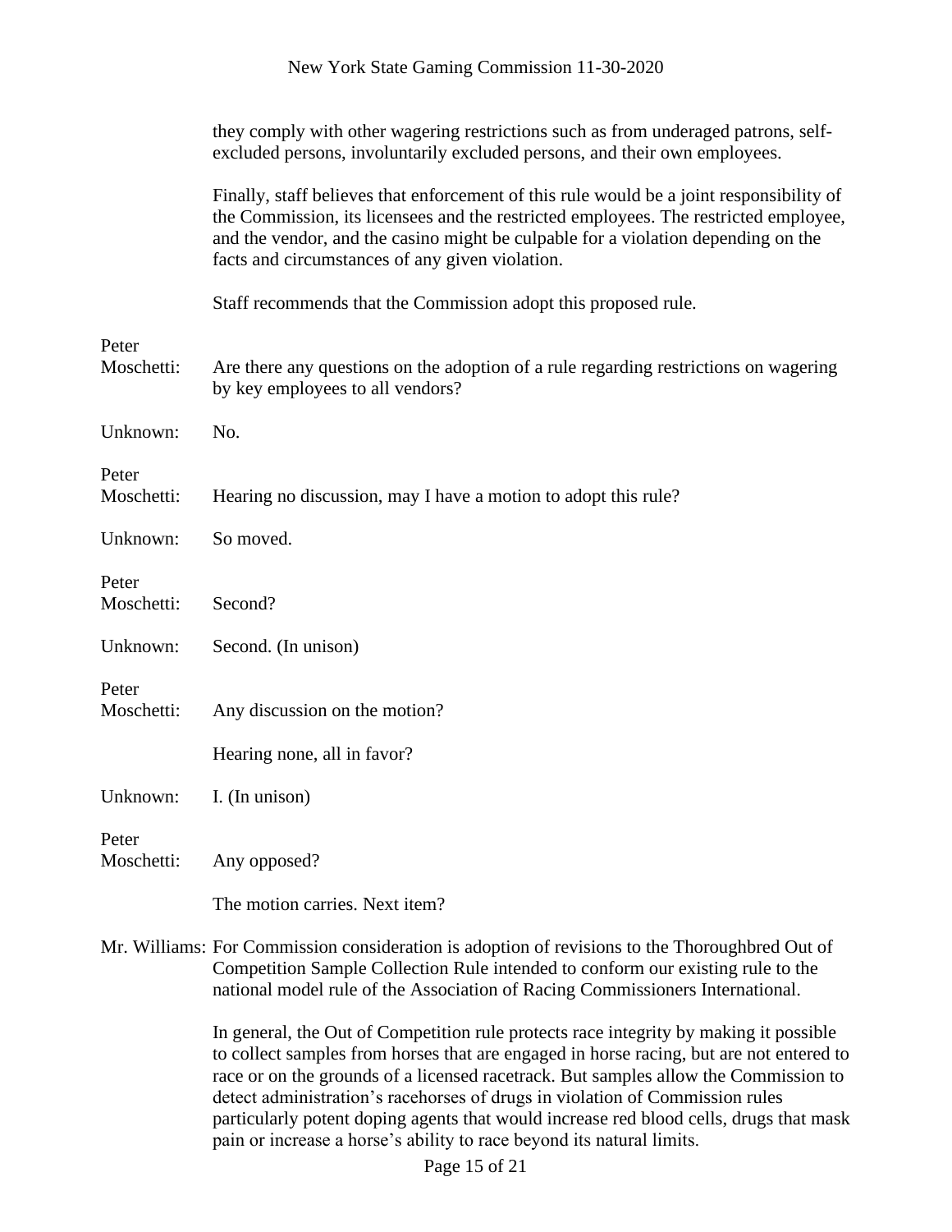they comply with other wagering restrictions such as from underaged patrons, self-excluded persons, involuntarily excluded persons, and their own employees.

Finally, staff believes that enforcement of this rule would be a joint responsibility of the Commission, its licensees and the restricted employees. The restricted employee, and the vendor, and the casino might be culpable for a violation depending on the facts and circumstances of any given violation.

Staff recommends that the Commission adopt this proposed rule.

Peter Moschetti: Are there any questions on the adoption of a rule regarding restrictions on wagering by key employees to all vendors?

Unknown: No.

Peter Moschetti: Hearing no discussion, may I have a motion to adopt this rule?

Unknown: So moved.

Peter Moschetti: Second?

Unknown: Second. (In unison)

Peter Moschetti: Any discussion on the motion?

Hearing none, all in favor?

Unknown: I. (In unison)

Peter Moschetti: Any opposed?

The motion carries. Next item?

Mr. Williams: For Commission consideration is adoption of revisions to the Thoroughbred Out of Competition Sample Collection Rule intended to conform our existing rule to the national model rule of the Association of Racing Commissioners International.

In general, the Out of Competition rule protects race integrity by making it possible to collect samples from horses that are engaged in horse racing, but are not entered to race or on the grounds of a licensed racetrack. But samples allow the Commission to detect administration's racehorses of drugs in violation of Commission rules particularly potent doping agents that would increase red blood cells, drugs that mask pain or increase a horse's ability to race beyond its natural limits.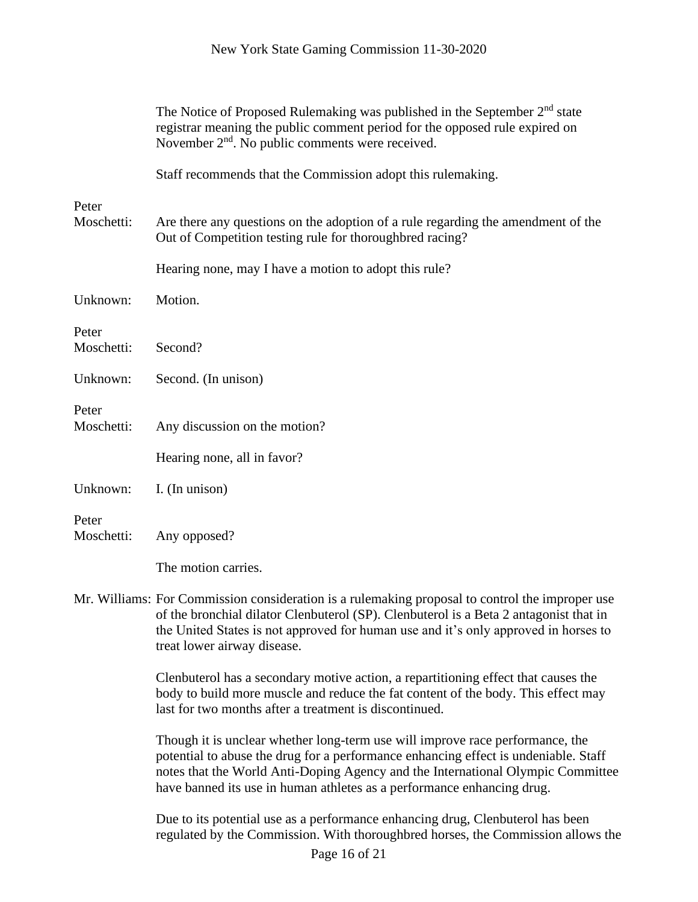The Notice of Proposed Rulemaking was published in the September 2nd state registrar meaning the public comment period for the opposed rule expired on November 2nd. No public comments were received.

Staff recommends that the Commission adopt this rulemaking.

Peter Moschetti: Are there any questions on the adoption of a rule regarding the amendment of the Out of Competition testing rule for thoroughbred racing?

Hearing none, may I have a motion to adopt this rule?

Unknown: Motion.

Peter Moschetti: Second?

Unknown: Second. (In unison)

Peter Moschetti: Any discussion on the motion?

Hearing none, all in favor?

Unknown: I. (In unison)

Peter Moschetti: Any opposed?

The motion carries.

Mr. Williams: For Commission consideration is a rulemaking proposal to control the improper use of the bronchial dilator Clenbuterol (SP). Clenbuterol is a Beta 2 antagonist that in the United States is not approved for human use and it's only approved in horses to treat lower airway disease.

Clenbuterol has a secondary motive action, a repartitioning effect that causes the body to build more muscle and reduce the fat content of the body. This effect may last for two months after a treatment is discontinued.

Though it is unclear whether long-term use will improve race performance, the potential to abuse the drug for a performance enhancing effect is undeniable. Staff notes that the World Anti-Doping Agency and the International Olympic Committee have banned its use in human athletes as a performance enhancing drug.

Due to its potential use as a performance enhancing drug, Clenbuterol has been regulated by the Commission. With thoroughbred horses, the Commission allows the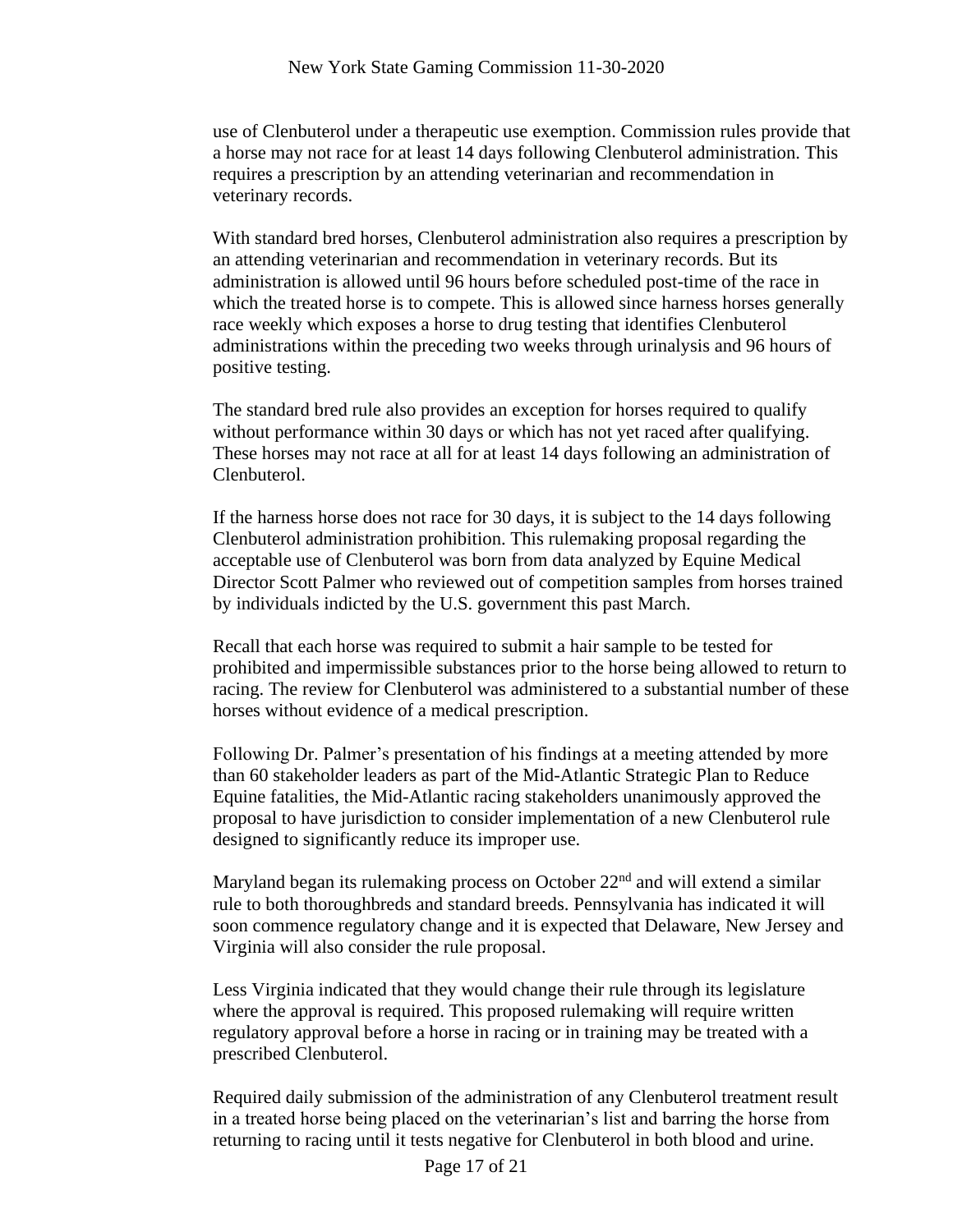use of Clenbuterol under a therapeutic use exemption. Commission rules provide that a horse may not race for at least 14 days following Clenbuterol administration. This requires a prescription by an attending veterinarian and recommendation in veterinary records.

With standard bred horses, Clenbuterol administration also requires a prescription by an attending veterinarian and recommendation in veterinary records. But its administration is allowed until 96 hours before scheduled post-time of the race in which the treated horse is to compete. This is allowed since harness horses generally race weekly which exposes a horse to drug testing that identifies Clenbuterol administrations within the preceding two weeks through urinalysis and 96 hours of positive testing.

The standard bred rule also provides an exception for horses required to qualify without performance within 30 days or which has not yet raced after qualifying. These horses may not race at all for at least 14 days following an administration of Clenbuterol.

If the harness horse does not race for 30 days, it is subject to the 14 days following Clenbuterol administration prohibition. This rulemaking proposal regarding the acceptable use of Clenbuterol was born from data analyzed by Equine Medical Director Scott Palmer who reviewed out of competition samples from horses trained by individuals indicted by the U.S. government this past March.

Recall that each horse was required to submit a hair sample to be tested for prohibited and impermissible substances prior to the horse being allowed to return to racing. The review for Clenbuterol was administered to a substantial number of these horses without evidence of a medical prescription.

Following Dr. Palmer's presentation of his findings at a meeting attended by more than 60 stakeholder leaders as part of the Mid-Atlantic Strategic Plan to Reduce Equine fatalities, the Mid-Atlantic racing stakeholders unanimously approved the proposal to have jurisdiction to consider implementation of a new Clenbuterol rule designed to significantly reduce its improper use.

Maryland began its rulemaking process on October 22nd and will extend a similar rule to both thoroughbreds and standard breeds. Pennsylvania has indicated it will soon commence regulatory change and it is expected that Delaware, New Jersey and Virginia will also consider the rule proposal.

Less Virginia indicated that they would change their rule through its legislature where the approval is required. This proposed rulemaking will require written regulatory approval before a horse in racing or in training may be treated with a prescribed Clenbuterol.

Required daily submission of the administration of any Clenbuterol treatment result in a treated horse being placed on the veterinarian's list and barring the horse from returning to racing until it tests negative for Clenbuterol in both blood and urine.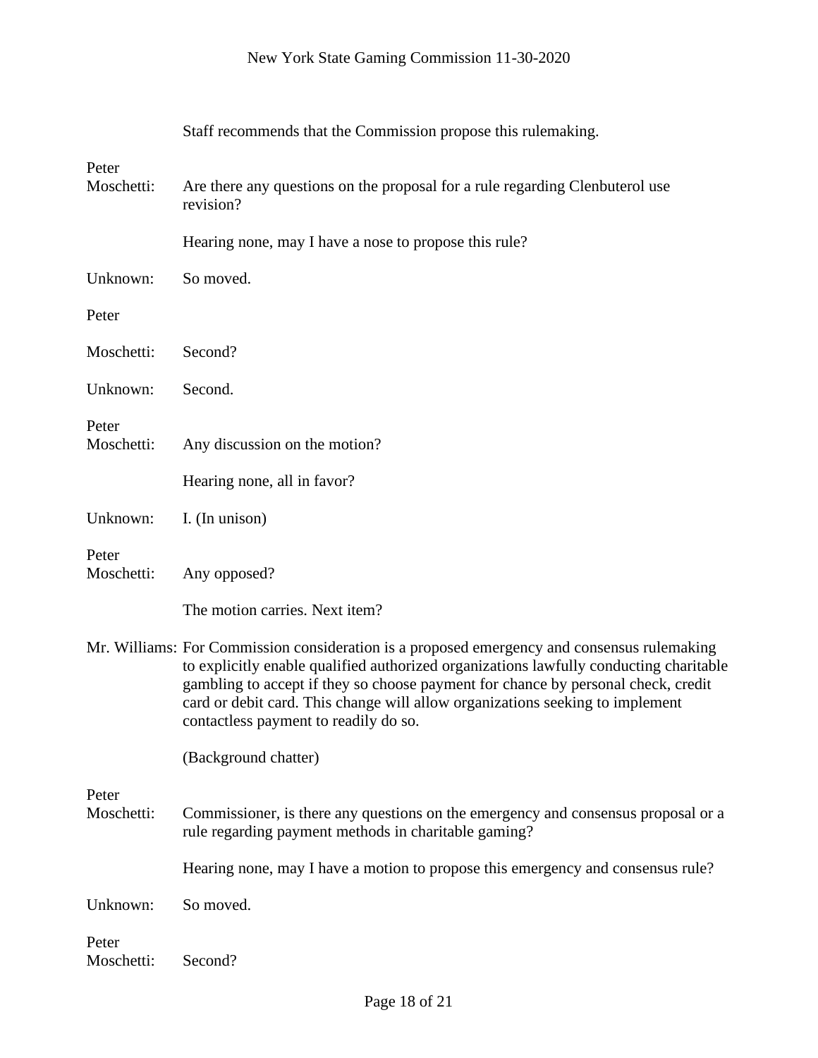Staff recommends that the Commission propose this rulemaking.

**Peter Moschetti:** Are there any questions on the proposal for a rule regarding Clenbuterol use revision?

Hearing none, may I have a nose to propose this rule?

**Unknown:** So moved.

**Peter Moschetti:** Second?

**Unknown:** Second.

**Peter Moschetti:** Any discussion on the motion?

Hearing none, all in favor?

**Unknown:** I. (In unison)

**Peter Moschetti:** Any opposed?

The motion carries. Next item?

**Mr. Williams:** For Commission consideration is a proposed emergency and consensus rulemaking to explicitly enable qualified authorized organizations lawfully conducting charitable gambling to accept if they so choose payment for chance by personal check, credit card or debit card. This change will allow organizations seeking to implement contactless payment to readily do so.

(Background chatter)

**Peter Moschetti:** Commissioner, is there any questions on the emergency and consensus proposal or a rule regarding payment methods in charitable gaming?

Hearing none, may I have a motion to propose this emergency and consensus rule?

**Unknown:** So moved.

**Peter Moschetti:** Second?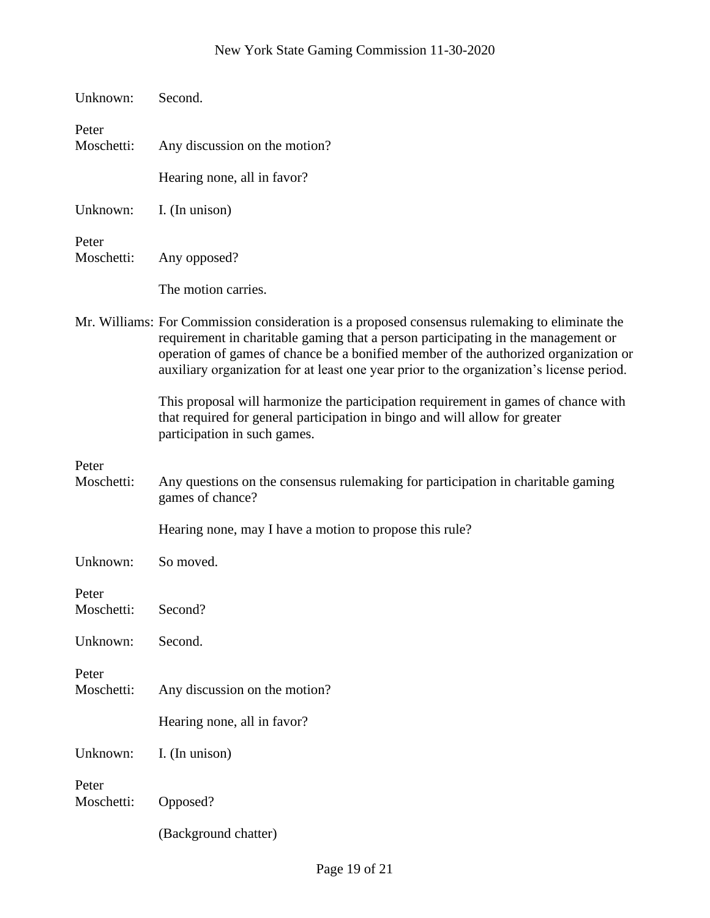Unknown: Second.

Peter Moschetti: Any discussion on the motion?

Hearing none, all in favor?

Unknown: I. (In unison)

Peter Moschetti: Any opposed?

The motion carries.

Mr. Williams: For Commission consideration is a proposed consensus rulemaking to eliminate the requirement in charitable gaming that a person participating in the management or operation of games of chance be a bonified member of the authorized organization or auxiliary organization for at least one year prior to the organization's license period.

This proposal will harmonize the participation requirement in games of chance with that required for general participation in bingo and will allow for greater participation in such games.

Peter Moschetti: Any questions on the consensus rulemaking for participation in charitable gaming games of chance?

Hearing none, may I have a motion to propose this rule?

Unknown: So moved.

Peter Moschetti: Second?

Unknown: Second.

Peter Moschetti: Any discussion on the motion?

Hearing none, all in favor?

Unknown: I. (In unison)

Peter Moschetti: Opposed?

(Background chatter)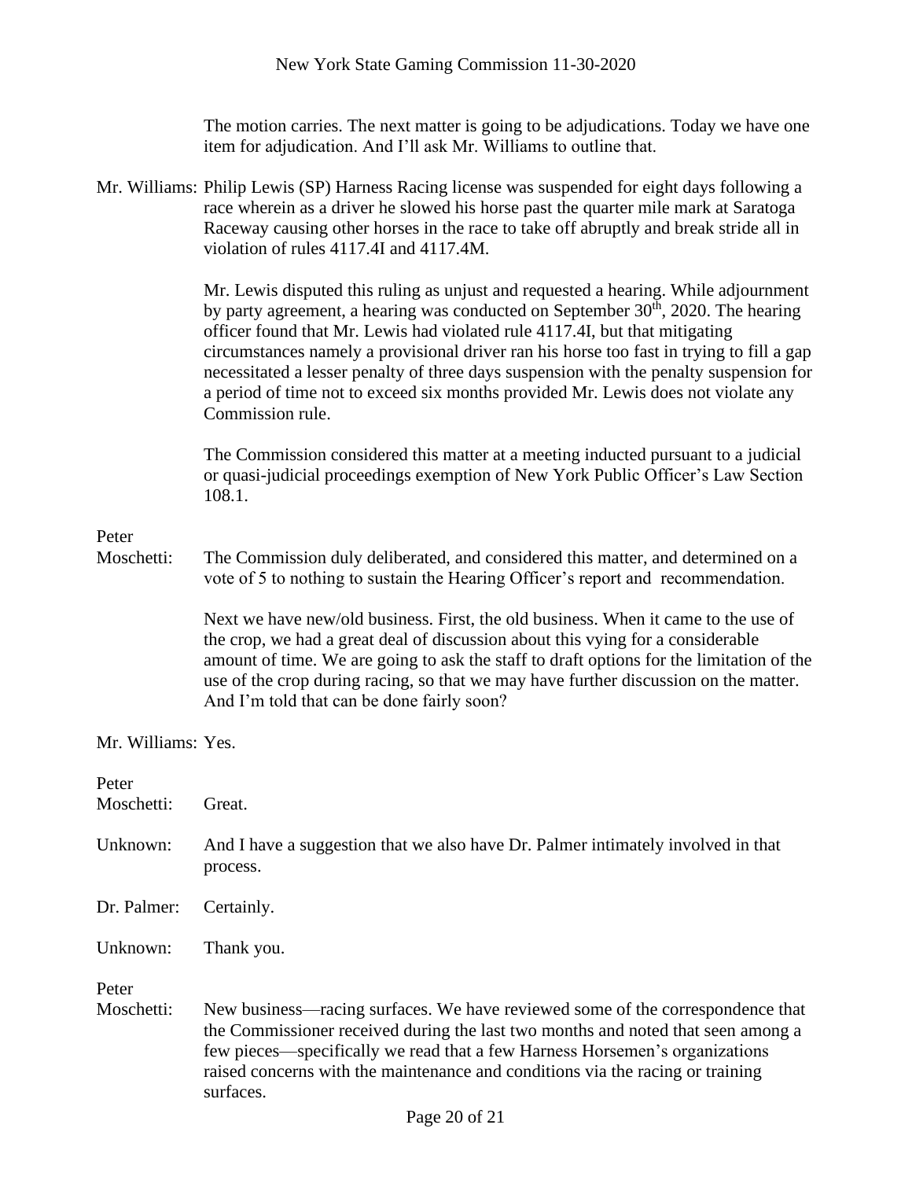The motion carries. The next matter is going to be adjudications. Today we have one item for adjudication. And I'll ask Mr. Williams to outline that.

Mr. Williams: Philip Lewis (SP) Harness Racing license was suspended for eight days following a race wherein as a driver he slowed his horse past the quarter mile mark at Saratoga Raceway causing other horses in the race to take off abruptly and break stride all in violation of rules 4117.4I and 4117.4M.

Mr. Lewis disputed this ruling as unjust and requested a hearing. While adjournment by party agreement, a hearing was conducted on September 30th, 2020. The hearing officer found that Mr. Lewis had violated rule 4117.4I, but that mitigating circumstances namely a provisional driver ran his horse too fast in trying to fill a gap necessitated a lesser penalty of three days suspension with the penalty suspension for a period of time not to exceed six months provided Mr. Lewis does not violate any Commission rule.

The Commission considered this matter at a meeting inducted pursuant to a judicial or quasi-judicial proceedings exemption of New York Public Officer's Law Section 108.1.

Peter Moschetti: The Commission duly deliberated, and considered this matter, and determined on a vote of 5 to nothing to sustain the Hearing Officer's report and recommendation.

Next we have new/old business. First, the old business. When it came to the use of the crop, we had a great deal of discussion about this vying for a considerable amount of time. We are going to ask the staff to draft options for the limitation of the use of the crop during racing, so that we may have further discussion on the matter. And I'm told that can be done fairly soon?

Mr. Williams: Yes.

Peter Moschetti: Great.

Unknown: And I have a suggestion that we also have Dr. Palmer intimately involved in that process.

Dr. Palmer: Certainly.

Unknown: Thank you.

Peter Moschetti: New business—racing surfaces. We have reviewed some of the correspondence that the Commissioner received during the last two months and noted that seen among a few pieces—specifically we read that a few Harness Horsemen's organizations raised concerns with the maintenance and conditions via the racing or training surfaces.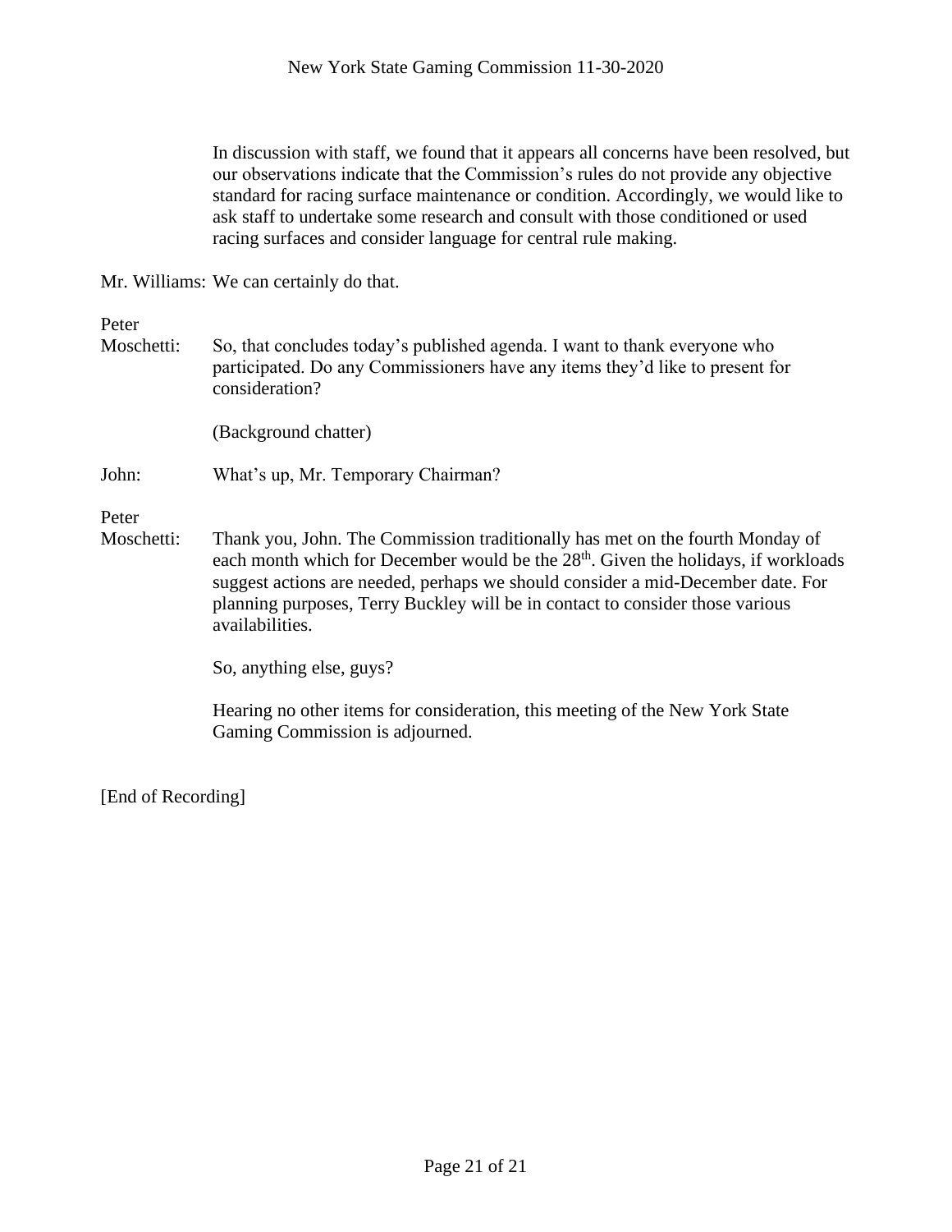In discussion with staff, we found that it appears all concerns have been resolved, but our observations indicate that the Commission's rules do not provide any objective standard for racing surface maintenance or condition. Accordingly, we would like to ask staff to undertake some research and consult with those conditioned or used racing surfaces and consider language for central rule making.

Mr. Williams: We can certainly do that.

Peter Moschetti: So, that concludes today's published agenda. I want to thank everyone who participated. Do any Commissioners have any items they'd like to present for consideration?

(Background chatter)

John: What's up, Mr. Temporary Chairman?

Peter Moschetti: Thank you, John. The Commission traditionally has met on the fourth Monday of each month which for December would be the 28th. Given the holidays, if workloads suggest actions are needed, perhaps we should consider a mid-December date. For planning purposes, Terry Buckley will be in contact to consider those various availabilities.

So, anything else, guys?

Hearing no other items for consideration, this meeting of the New York State Gaming Commission is adjourned.

[End of Recording]